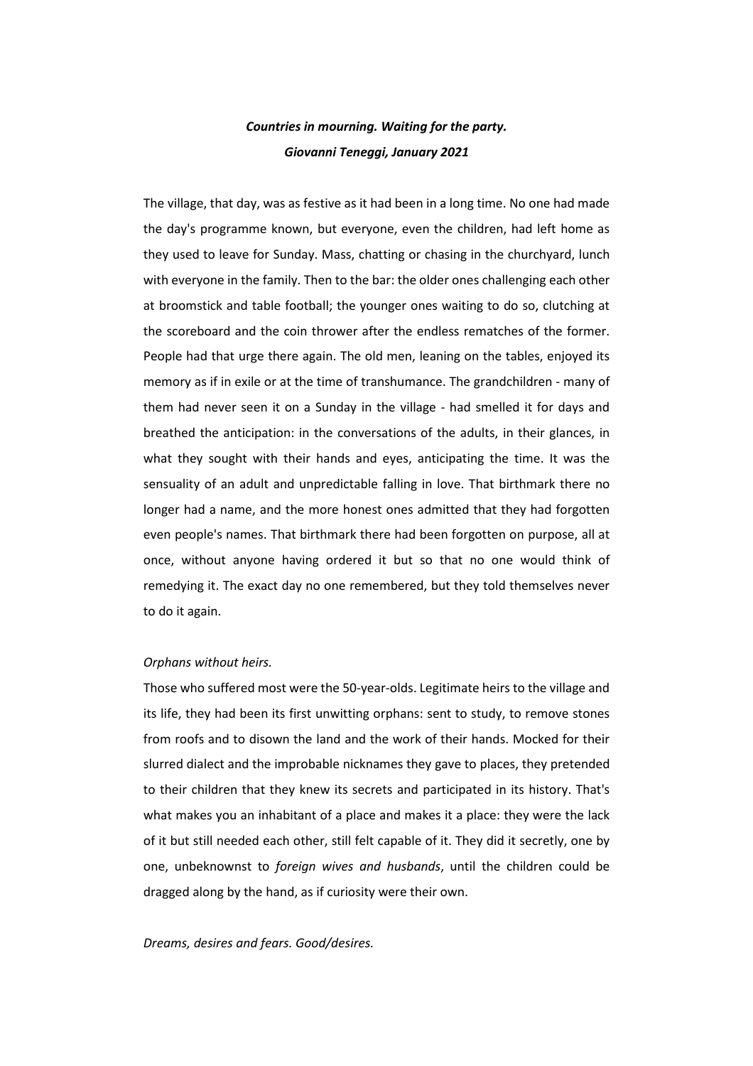# *Countries in mourning. Waiting for the party.*

***Giovanni Teneggi, January 2021***

The village, that day, was as festive as it had been in a long time. No one had made the day's programme known, but everyone, even the children, had left home as they used to leave for Sunday. Mass, chatting or chasing in the churchyard, lunch with everyone in the family. Then to the bar: the older ones challenging each other at broomstick and table football; the younger ones waiting to do so, clutching at the scoreboard and the coin thrower after the endless rematches of the former. People had that urge there again. The old men, leaning on the tables, enjoyed its memory as if in exile or at the time of transhumance. The grandchildren - many of them had never seen it on a Sunday in the village - had smelled it for days and breathed the anticipation: in the conversations of the adults, in their glances, in what they sought with their hands and eyes, anticipating the time. It was the sensuality of an adult and unpredictable falling in love. That birthmark there no longer had a name, and the more honest ones admitted that they had forgotten even people's names. That birthmark there had been forgotten on purpose, all at once, without anyone having ordered it but so that no one would think of remedying it. The exact day no one remembered, but they told themselves never to do it again.

## *Orphans without heirs.*

Those who suffered most were the 50-year-olds. Legitimate heirs to the village and its life, they had been its first unwitting orphans: sent to study, to remove stones from roofs and to disown the land and the work of their hands. Mocked for their slurred dialect and the improbable nicknames they gave to places, they pretended to their children that they knew its secrets and participated in its history. That's what makes you an inhabitant of a place and makes it a place: they were the lack of it but still needed each other, still felt capable of it. They did it secretly, one by one, unbeknownst to *foreign wives and husbands*, until the children could be dragged along by the hand, as if curiosity were their own.

## *Dreams, desires and fears. Good/desires.*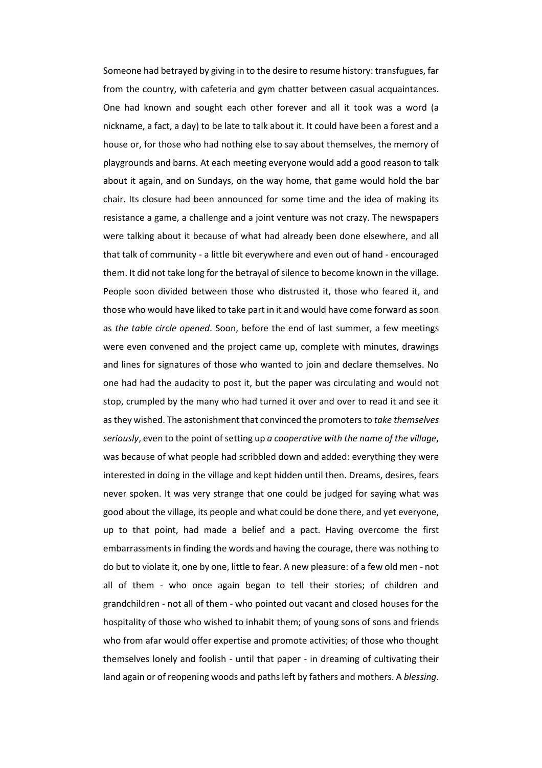Someone had betrayed by giving in to the desire to resume history: transfugues, far from the country, with cafeteria and gym chatter between casual acquaintances. One had known and sought each other forever and all it took was a word (a nickname, a fact, a day) to be late to talk about it. It could have been a forest and a house or, for those who had nothing else to say about themselves, the memory of playgrounds and barns. At each meeting everyone would add a good reason to talk about it again, and on Sundays, on the way home, that game would hold the bar chair. Its closure had been announced for some time and the idea of making its resistance a game, a challenge and a joint venture was not crazy. The newspapers were talking about it because of what had already been done elsewhere, and all that talk of community - a little bit everywhere and even out of hand - encouraged them. It did not take long for the betrayal of silence to become known in the village. People soon divided between those who distrusted it, those who feared it, and those who would have liked to take part in it and would have come forward as soon as *the table circle opened*. Soon, before the end of last summer, a few meetings were even convened and the project came up, complete with minutes, drawings and lines for signatures of those who wanted to join and declare themselves. No one had had the audacity to post it, but the paper was circulating and would not stop, crumpled by the many who had turned it over and over to read it and see it as they wished. The astonishment that convinced the promoters to *take themselves seriously*, even to the point of setting up *a cooperative with the name of the village*, was because of what people had scribbled down and added: everything they were interested in doing in the village and kept hidden until then. Dreams, desires, fears never spoken. It was very strange that one could be judged for saying what was good about the village, its people and what could be done there, and yet everyone, up to that point, had made a belief and a pact. Having overcome the first embarrassments in finding the words and having the courage, there was nothing to do but to violate it, one by one, little to fear. A new pleasure: of a few old men - not all of them - who once again began to tell their stories; of children and grandchildren - not all of them - who pointed out vacant and closed houses for the hospitality of those who wished to inhabit them; of young sons of sons and friends who from afar would offer expertise and promote activities; of those who thought themselves lonely and foolish - until that paper - in dreaming of cultivating their land again or of reopening woods and paths left by fathers and mothers. A *blessing*.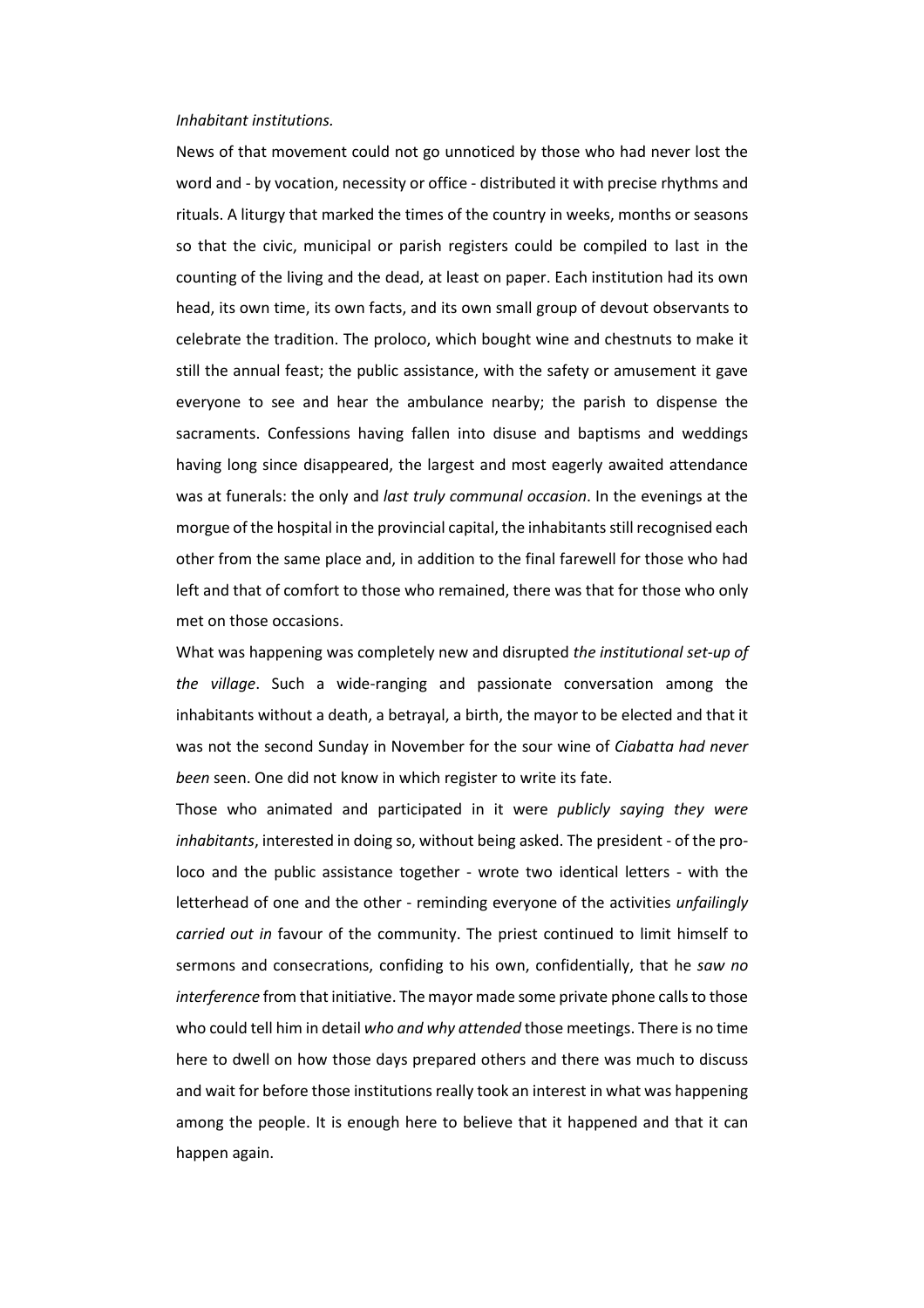*Inhabitant institutions.*

News of that movement could not go unnoticed by those who had never lost the word and - by vocation, necessity or office - distributed it with precise rhythms and rituals. A liturgy that marked the times of the country in weeks, months or seasons so that the civic, municipal or parish registers could be compiled to last in the counting of the living and the dead, at least on paper. Each institution had its own head, its own time, its own facts, and its own small group of devout observants to celebrate the tradition. The proloco, which bought wine and chestnuts to make it still the annual feast; the public assistance, with the safety or amusement it gave everyone to see and hear the ambulance nearby; the parish to dispense the sacraments. Confessions having fallen into disuse and baptisms and weddings having long since disappeared, the largest and most eagerly awaited attendance was at funerals: the only and *last truly communal occasion*. In the evenings at the morgue of the hospital in the provincial capital, the inhabitants still recognised each other from the same place and, in addition to the final farewell for those who had left and that of comfort to those who remained, there was that for those who only met on those occasions.

What was happening was completely new and disrupted *the institutional set-up of the village*. Such a wide-ranging and passionate conversation among the inhabitants without a death, a betrayal, a birth, the mayor to be elected and that it was not the second Sunday in November for the sour wine of *Ciabatta had never been* seen. One did not know in which register to write its fate.

Those who animated and participated in it were *publicly saying they were inhabitants*, interested in doing so, without being asked. The president - of the pro-loco and the public assistance together - wrote two identical letters - with the letterhead of one and the other - reminding everyone of the activities *unfailingly carried out in* favour of the community. The priest continued to limit himself to sermons and consecrations, confiding to his own, confidentially, that he *saw no interference* from that initiative. The mayor made some private phone calls to those who could tell him in detail *who and why attended* those meetings. There is no time here to dwell on how those days prepared others and there was much to discuss and wait for before those institutions really took an interest in what was happening among the people. It is enough here to believe that it happened and that it can happen again.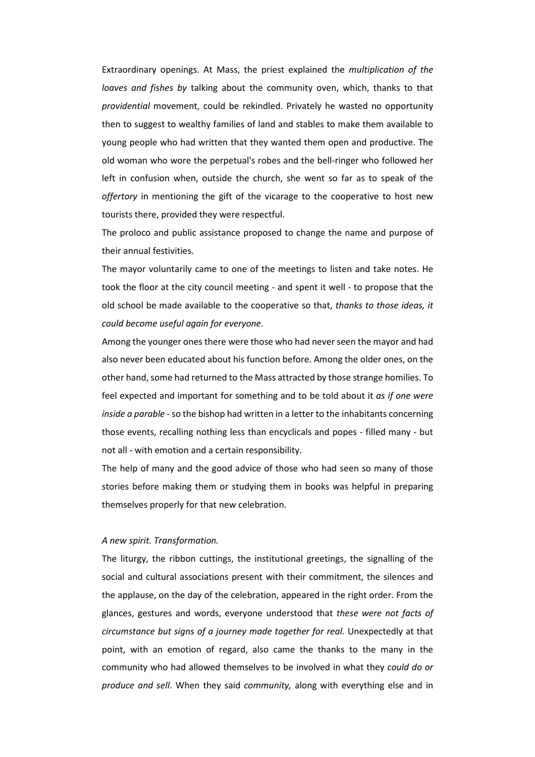Extraordinary openings. At Mass, the priest explained the *multiplication of the loaves and fishes by* talking about the community oven, which, thanks to that *providential* movement, could be rekindled. Privately he wasted no opportunity then to suggest to wealthy families of land and stables to make them available to young people who had written that they wanted them open and productive. The old woman who wore the perpetual's robes and the bell-ringer who followed her left in confusion when, outside the church, she went so far as to speak of the *offertory* in mentioning the gift of the vicarage to the cooperative to host new tourists there, provided they were respectful.

The proloco and public assistance proposed to change the name and purpose of their annual festivities.

The mayor voluntarily came to one of the meetings to listen and take notes. He took the floor at the city council meeting - and spent it well - to propose that the old school be made available to the cooperative so that, *thanks to those ideas, it could become useful again for everyone*.

Among the younger ones there were those who had never seen the mayor and had also never been educated about his function before. Among the older ones, on the other hand, some had returned to the Mass attracted by those strange homilies. To feel expected and important for something and to be told about it *as if one were inside a parable* - so the bishop had written in a letter to the inhabitants concerning those events, recalling nothing less than encyclicals and popes - filled many - but not all - with emotion and a certain responsibility.

The help of many and the good advice of those who had seen so many of those stories before making them or studying them in books was helpful in preparing themselves properly for that new celebration.

*A new spirit. Transformation.*

The liturgy, the ribbon cuttings, the institutional greetings, the signalling of the social and cultural associations present with their commitment, the silences and the applause, on the day of the celebration, appeared in the right order. From the glances, gestures and words, everyone understood that *these were not facts of circumstance but signs of a journey made together for real.* Unexpectedly at that point, with an emotion of regard, also came the thanks to the many in the community who had allowed themselves to be involved in what they *could do or produce and sell*. When they said *community,* along with everything else and in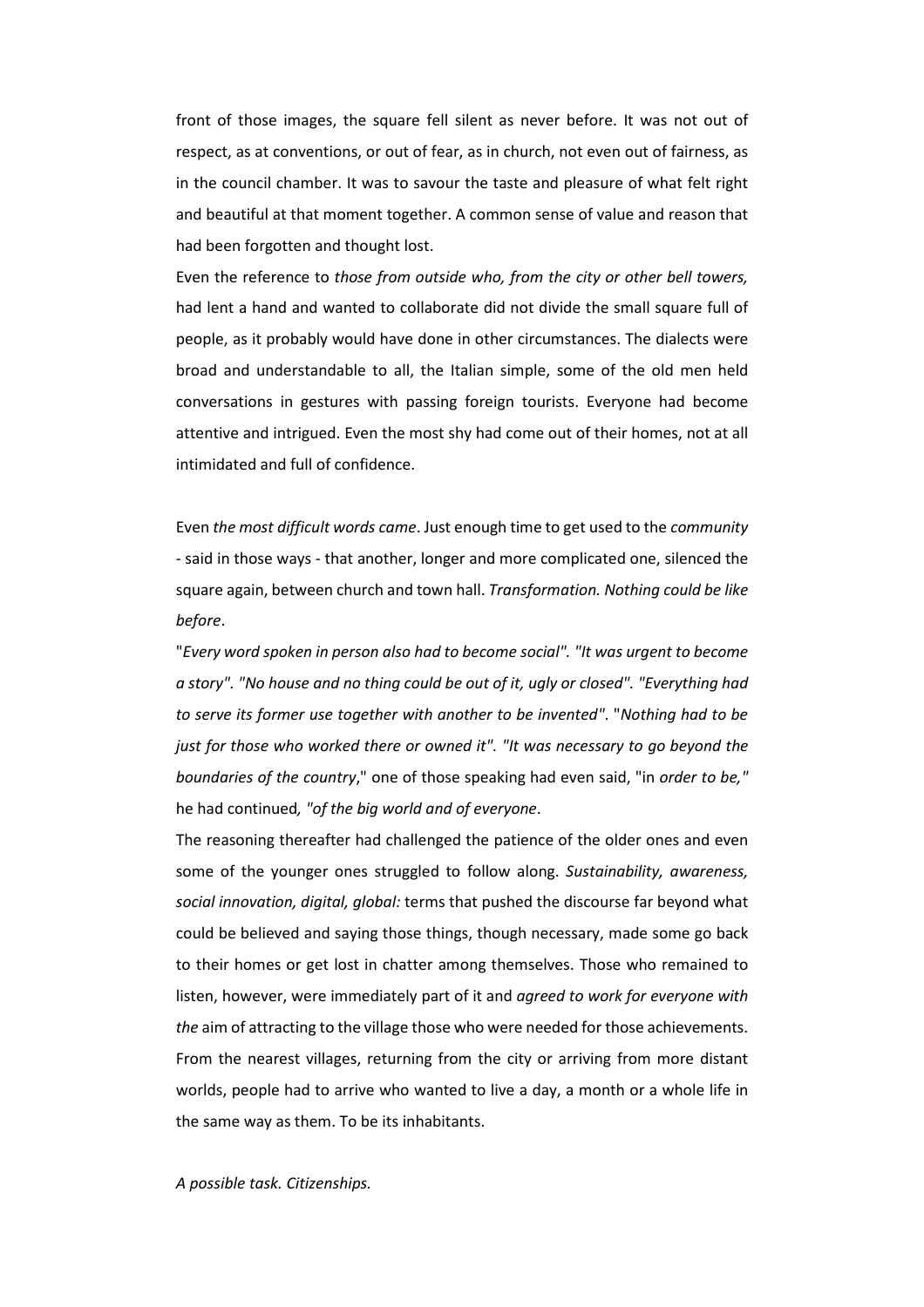front of those images, the square fell silent as never before. It was not out of respect, as at conventions, or out of fear, as in church, not even out of fairness, as in the council chamber. It was to savour the taste and pleasure of what felt right and beautiful at that moment together. A common sense of value and reason that had been forgotten and thought lost.

Even the reference to *those from outside who, from the city or other bell towers,* had lent a hand and wanted to collaborate did not divide the small square full of people, as it probably would have done in other circumstances. The dialects were broad and understandable to all, the Italian simple, some of the old men held conversations in gestures with passing foreign tourists. Everyone had become attentive and intrigued. Even the most shy had come out of their homes, not at all intimidated and full of confidence.

Even *the most difficult words came*. Just enough time to get used to the *community* - said in those ways - that another, longer and more complicated one, silenced the square again, between church and town hall. *Transformation. Nothing could be like before*.

"*Every word spoken in person also had to become social". "It was urgent to become a story". "No house and no thing could be out of it, ugly or closed". "Everything had to serve its former use together with another to be invented"*. "*Nothing had to be just for those who worked there or owned it". "It was necessary to go beyond the boundaries of the country*," one of those speaking had even said, "in *order to be,"* he had continued*, "of the big world and of everyone*.

The reasoning thereafter had challenged the patience of the older ones and even some of the younger ones struggled to follow along. *Sustainability, awareness, social innovation, digital, global:* terms that pushed the discourse far beyond what could be believed and saying those things, though necessary, made some go back to their homes or get lost in chatter among themselves. Those who remained to listen, however, were immediately part of it and *agreed to work for everyone with the* aim of attracting to the village those who were needed for those achievements. From the nearest villages, returning from the city or arriving from more distant worlds, people had to arrive who wanted to live a day, a month or a whole life in the same way as them. To be its inhabitants.

*A possible task. Citizenships.*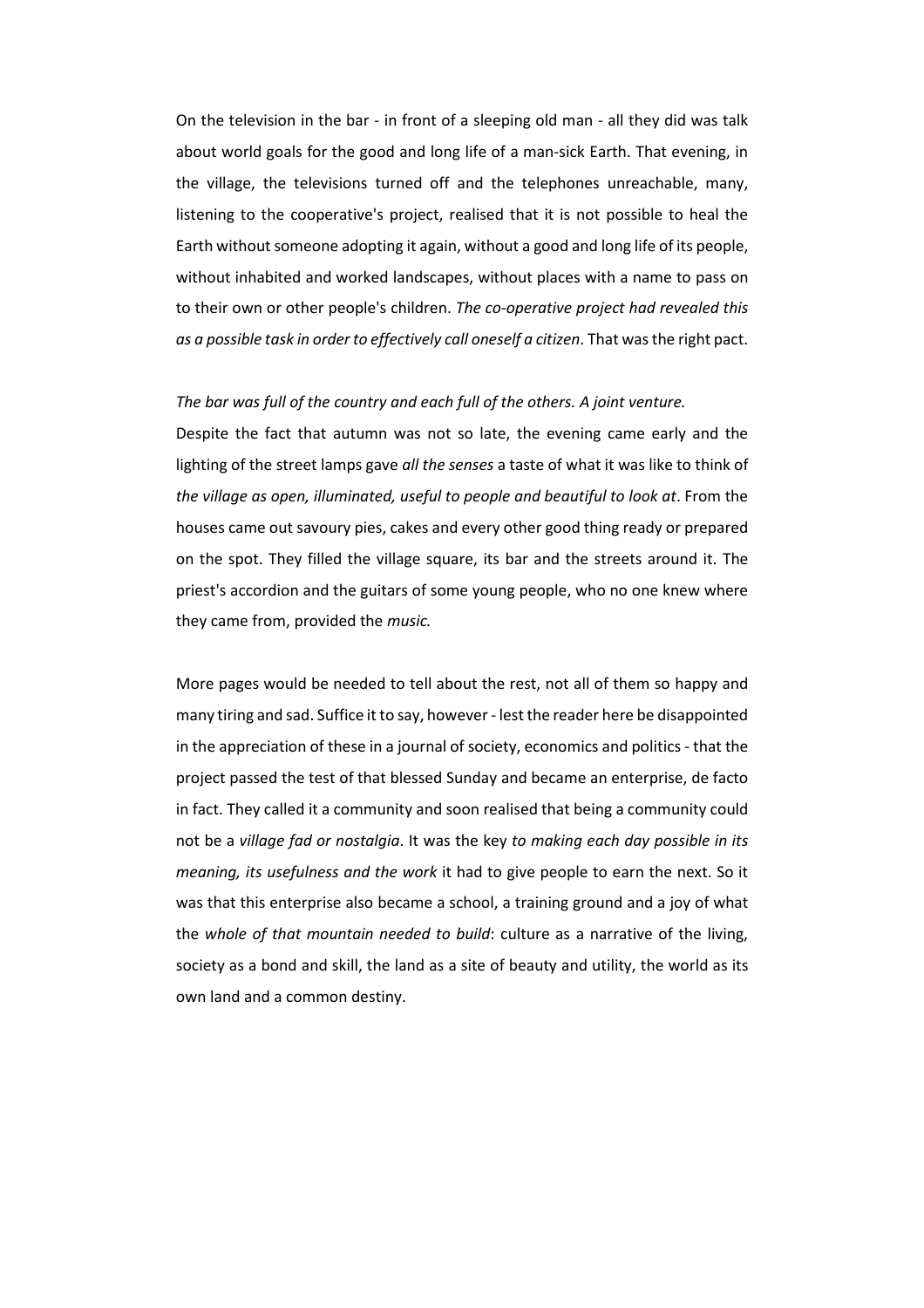On the television in the bar - in front of a sleeping old man - all they did was talk about world goals for the good and long life of a man-sick Earth. That evening, in the village, the televisions turned off and the telephones unreachable, many, listening to the cooperative's project, realised that it is not possible to heal the Earth without someone adopting it again, without a good and long life of its people, without inhabited and worked landscapes, without places with a name to pass on to their own or other people's children. *The co-operative project had revealed this as a possible task in order to effectively call oneself a citizen*. That was the right pact.

*The bar was full of the country and each full of the others. A joint venture.*
Despite the fact that autumn was not so late, the evening came early and the lighting of the street lamps gave *all the senses* a taste of what it was like to think of *the village as open, illuminated, useful to people and beautiful to look at*. From the houses came out savoury pies, cakes and every other good thing ready or prepared on the spot. They filled the village square, its bar and the streets around it. The priest's accordion and the guitars of some young people, who no one knew where they came from, provided the *music.*

More pages would be needed to tell about the rest, not all of them so happy and many tiring and sad. Suffice it to say, however - lest the reader here be disappointed in the appreciation of these in a journal of society, economics and politics - that the project passed the test of that blessed Sunday and became an enterprise, de facto in fact. They called it a community and soon realised that being a community could not be a *village fad or nostalgia*. It was the key *to making each day possible in its meaning, its usefulness and the work* it had to give people to earn the next. So it was that this enterprise also became a school, a training ground and a joy of what the *whole of that mountain needed to build*: culture as a narrative of the living, society as a bond and skill, the land as a site of beauty and utility, the world as its own land and a common destiny.